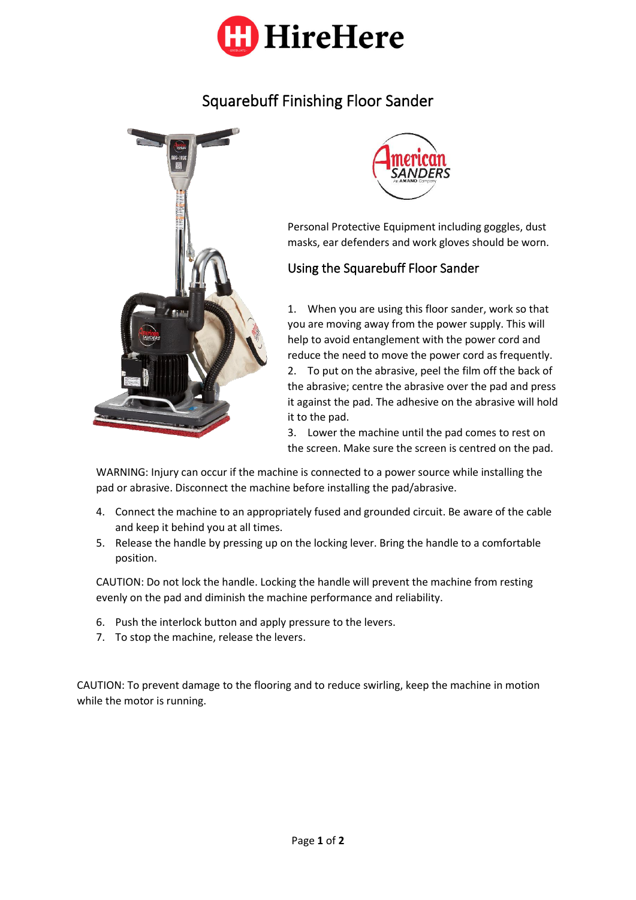# HireHere

## Squarebuff Finishing Floor Sander

Personal Protective Equipment including goggles, dust masks, ear defenders and work gloves should be worn.

### Using the Squarebuff Floor Sander

1. When you are using this floor sander, work so that you are moving away from the power supply. This will help to avoid entanglement with the power cord and reduce the need to move the power cord as frequently.
2. To put on the abrasive, peel the film off the back of the abrasive; centre the abrasive over the pad and press it against the pad. The adhesive on the abrasive will hold it to the pad.
3. Lower the machine until the pad comes to rest on the screen. Make sure the screen is centred on the pad.

WARNING: Injury can occur if the machine is connected to a power source while installing the pad or abrasive. Disconnect the machine before installing the pad/abrasive.

4. Connect the machine to an appropriately fused and grounded circuit. Be aware of the cable and keep it behind you at all times.
5. Release the handle by pressing up on the locking lever. Bring the handle to a comfortable position.

CAUTION: Do not lock the handle. Locking the handle will prevent the machine from resting evenly on the pad and diminish the machine performance and reliability.

6. Push the interlock button and apply pressure to the levers.
7. To stop the machine, release the levers.

CAUTION: To prevent damage to the flooring and to reduce swirling, keep the machine in motion while the motor is running.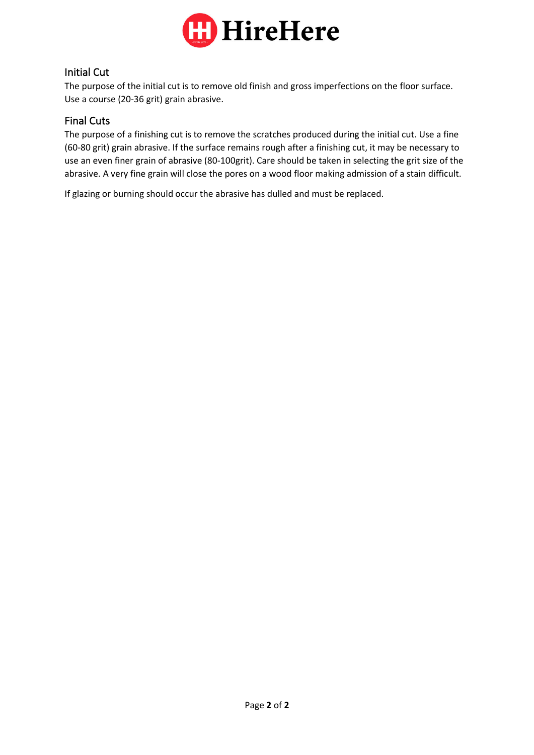## Initial Cut

The purpose of the initial cut is to remove old finish and gross imperfections on the floor surface. Use a course (20-36 grit) grain abrasive.

## Final Cuts

The purpose of a finishing cut is to remove the scratches produced during the initial cut. Use a fine (60-80 grit) grain abrasive. If the surface remains rough after a finishing cut, it may be necessary to use an even finer grain of abrasive (80-100grit). Care should be taken in selecting the grit size of the abrasive. A very fine grain will close the pores on a wood floor making admission of a stain difficult.

If glazing or burning should occur the abrasive has dulled and must be replaced.